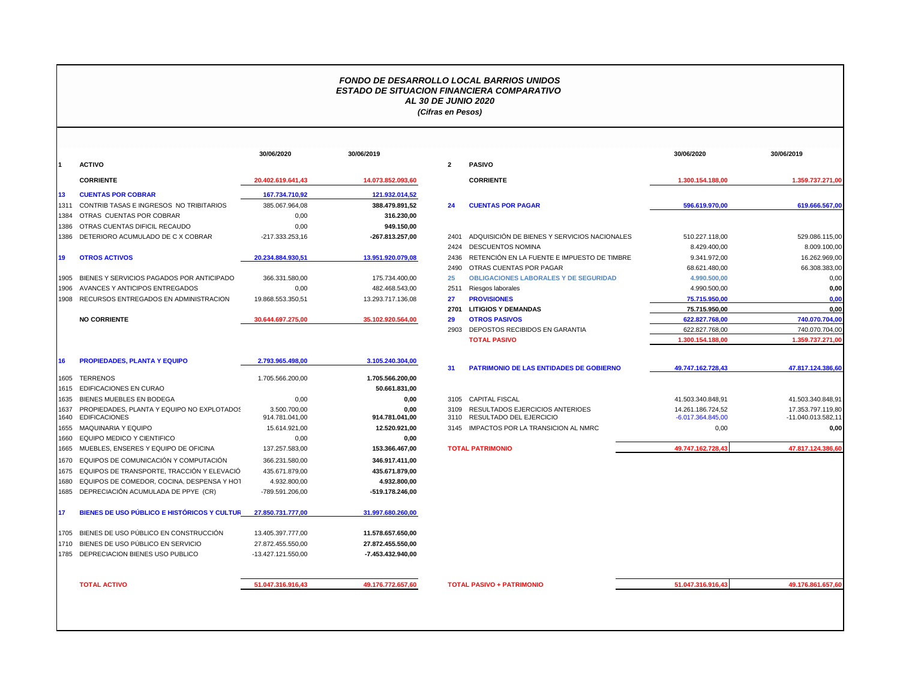*FONDO DE DESARROLLO LOCAL BARRIOS UNIDOS*
*ESTADO DE SITUACION FINANCIERA COMPARATIVO*
*AL 30 DE JUNIO 2020*
*(Cifras en Pesos)*

| Código | Cuenta | 30/06/2020 | 30/06/2019 |
|---|---|---|---|
| 1 | **ACTIVO** | | |
| | **CORRIENTE** | **20.402.619.641,43** | **14.073.852.093,60** |
| 13 | **CUENTAS POR COBRAR** | **167.734.710,92** | **121.932.014,52** |
| 1311 | CONTRIB TASAS E INGRESOS NO TRIBITARIOS | 385.067.964,08 | 388.479.891,52 |
| 1384 | OTRAS CUENTAS POR COBRAR | 0,00 | 316.230,00 |
| 1386 | OTRAS CUENTAS DIFICIL RECAUDO | 0,00 | 949.150,00 |
| 1386 | DETERIORO ACUMULADO DE C X COBRAR | -217.333.253,16 | -267.813.257,00 |
| 19 | **OTROS ACTIVOS** | **20.234.884.930,51** | **13.951.920.079,08** |
| 1905 | BIENES Y SERVICIOS PAGADOS POR ANTICIPADO | 366.331.580,00 | 175.734.400,00 |
| 1906 | AVANCES Y ANTICIPOS ENTREGADOS | 0,00 | 482.468.543,00 |
| 1908 | RECURSOS ENTREGADOS EN ADMINISTRACION | 19.868.553.350,51 | 13.293.717.136,08 |
| | **NO CORRIENTE** | **30.644.697.275,00** | **35.102.920.564,00** |
| 16 | **PROPIEDADES, PLANTA Y EQUIPO** | **2.793.965.498,00** | **3.105.240.304,00** |
| 1605 | TERRENOS | 1.705.566.200,00 | 1.705.566.200,00 |
| 1615 | EDIFICACIONES EN CURAO | | 50.661.831,00 |
| 1635 | BIENES MUEBLES EN BODEGA | 0,00 | 0,00 |
| 1637 | PROPIEDADES, PLANTA Y EQUIPO NO EXPLOTADOS | 3.500.700,00 | 0,00 |
| 1640 | EDIFICACIONES | 914.781.041,00 | 914.781.041,00 |
| 1655 | MAQUINARIA Y EQUIPO | 15.614.921,00 | 12.520.921,00 |
| 1660 | EQUIPO MEDICO Y CIENTIFICO | 0,00 | 0,00 |
| 1665 | MUEBLES, ENSERES Y EQUIPO DE OFICINA | 137.257.583,00 | 153.366.467,00 |
| 1670 | EQUIPOS DE COMUNICACIÓN Y COMPUTACIÓN | 366.231.580,00 | 346.917.411,00 |
| 1675 | EQUIPOS DE TRANSPORTE, TRACCIÓN Y ELEVACIÓ | 435.671.879,00 | 435.671.879,00 |
| 1680 | EQUIPOS DE COMEDOR, COCINA, DESPENSA Y HOT | 4.932.800,00 | 4.932.800,00 |
| 1685 | DEPRECIACIÓN ACUMULADA DE PPYE (CR) | -789.591.206,00 | -519.178.246,00 |
| 17 | **BIENES DE USO PÚBLICO E HISTÓRICOS Y CULTUR** | **27.850.731.777,00** | **31.997.680.260,00** |
| 1705 | BIENES DE USO PÚBLICO EN CONSTRUCCIÓN | 13.405.397.777,00 | 11.578.657.650,00 |
| 1710 | BIENES DE USO PÚBLICO EN SERVICIO | 27.872.455.550,00 | 27.872.455.550,00 |
| 1785 | DEPRECIACION BIENES USO PUBLICO | -13.427.121.550,00 | -7.453.432.940,00 |
| | **TOTAL ACTIVO** | **51.047.316.916,43** | **49.176.772.657,60** |

| Código | Cuenta | 30/06/2020 | 30/06/2019 |
|---|---|---|---|
| 2 | **PASIVO** | | |
| | **CORRIENTE** | **1.300.154.188,00** | **1.359.737.271,00** |
| 24 | **CUENTAS POR PAGAR** | **596.619.970,00** | **619.666.567,00** |
| 2401 | ADQUISICIÓN DE BIENES Y SERVICIOS NACIONALES | 510.227.118,00 | 529.086.115,00 |
| 2424 | DESCUENTOS NOMINA | 8.429.400,00 | 8.009.100,00 |
| 2436 | RETENCIÓN EN LA FUENTE E IMPUESTO DE TIMBRE | 9.341.972,00 | 16.262.969,00 |
| 2490 | OTRAS CUENTAS POR PAGAR | 68.621.480,00 | 66.308.383,00 |
| 25 | **OBLIGACIONES LABORALES Y DE SEGURIDAD** | **4.990.500,00** | 0,00 |
| 2511 | Riesgos laborales | 4.990.500,00 | 0,00 |
| 27 | **PROVISIONES** | **75.715.950,00** | **0,00** |
| 2701 | **LITIGIOS Y DEMANDAS** | **75.715.950,00** | **0,00** |
| 29 | **OTROS PASIVOS** | **622.827.768,00** | **740.070.704,00** |
| 2903 | DEPOSTOS RECIBIDOS EN GARANTIA | 622.827.768,00 | 740.070.704,00 |
| | **TOTAL PASIVO** | **1.300.154.188,00** | **1.359.737.271,00** |
| 31 | **PATRIMONIO DE LAS ENTIDADES DE GOBIERNO** | **49.747.162.728,43** | **47.817.124.386,60** |
| 3105 | CAPITAL FISCAL | 41.503.340.848,91 | 41.503.340.848,91 |
| 3109 | RESULTADOS EJERCICIOS ANTERIOES | 14.261.186.724,52 | 17.353.797.119,80 |
| 3110 | RESULTADO DEL EJERCICIO | -6.017.364.845,00 | -11.040.013.582,11 |
| 3145 | IMPACTOS POR LA TRANSICION AL NMRC | 0,00 | 0,00 |
| | **TOTAL PATRIMONIO** | **49.747.162.728,43** | **47.817.124.386,60** |
| | **TOTAL PASIVO + PATRIMONIO** | **51.047.316.916,43** | **49.176.861.657,60** |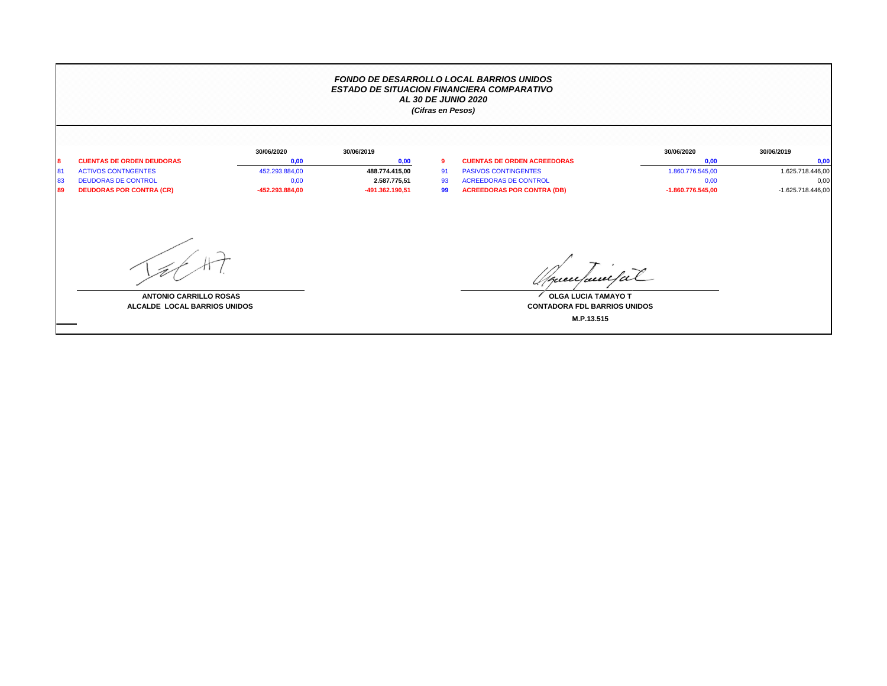*FONDO DE DESARROLLO LOCAL BARRIOS UNIDOS*
*ESTADO DE SITUACION FINANCIERA COMPARATIVO*
*AL 30 DE JUNIO 2020*
*(Cifras en Pesos)*

| | | 30/06/2020 | 30/06/2019 | | | 30/06/2020 | 30/06/2019 |
|---|---|---|---|---|---|---|---|
| **8** | **CUENTAS DE ORDEN DEUDORAS** | **0,00** | **0,00** | **9** | **CUENTAS DE ORDEN ACREEDORAS** | **0,00** | **0,00** |
| 81 | ACTIVOS CONTNGENTES | 452.293.884,00 | **488.774.415,00** | 91 | PASIVOS CONTINGENTES | 1.860.776.545,00 | 1.625.718.446,00 |
| 83 | DEUDORAS DE CONTROL | 0,00 | **2.587.775,51** | 93 | ACREEDORAS DE CONTROL | 0,00 | 0,00 |
| **89** | **DEUDORAS POR CONTRA (CR)** | **-452.293.884,00** | **-491.362.190,51** | **99** | **ACREEDORAS POR CONTRA (DB)** | **-1.860.776.545,00** | -1.625.718.446,00 |

**ANTONIO CARRILLO ROSAS**
**ALCALDE LOCAL BARRIOS UNIDOS**

**OLGA LUCIA TAMAYO T**
**CONTADORA FDL BARRIOS UNIDOS**
**M.P.13.515**